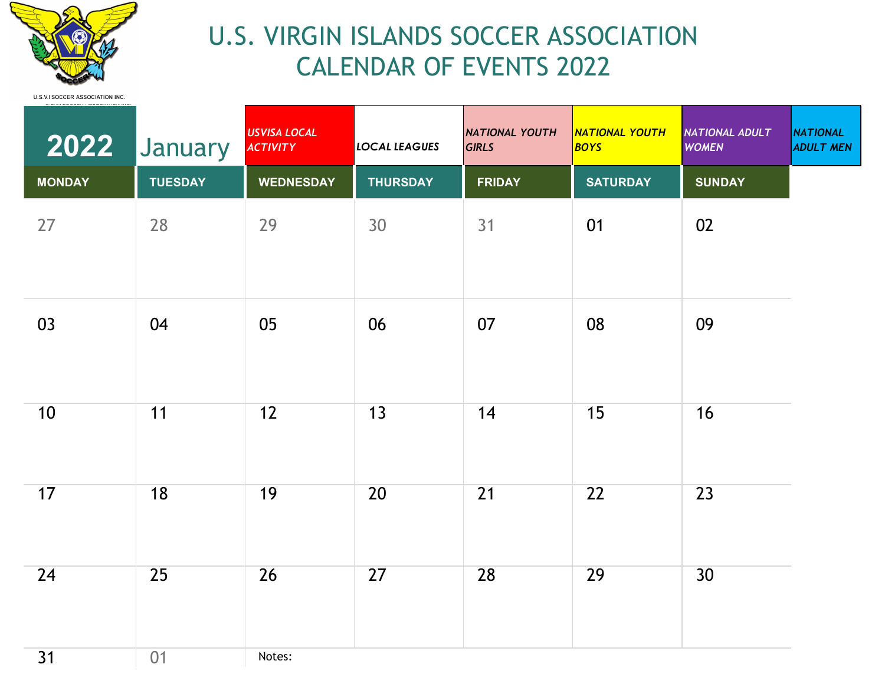# U.S. VIRGIN ISLANDS SOCCER ASSOCIATION CALENDAR OF EVENTS 2022

U.S.V.I SOCCER ASSOCIATION INC.

| 2022 | January | *USVISA LOCAL ACTIVITY* | *LOCAL LEAGUES* | *NATIONAL YOUTH GIRLS* | *NATIONAL YOUTH BOYS* | *NATIONAL ADULT WOMEN* | *NATIONAL ADULT MEN* |
|---|---|---|---|---|---|---|---|

| MONDAY | TUESDAY | WEDNESDAY | THURSDAY | FRIDAY | SATURDAY | SUNDAY |
|---|---|---|---|---|---|---|
| 27 | 28 | 29 | 30 | 31 | 01 | 02 |
| 03 | 04 | 05 | 06 | 07 | 08 | 09 |
| 10 | 11 | 12 | 13 | 14 | 15 | 16 |
| 17 | 18 | 19 | 20 | 21 | 22 | 23 |
| 24 | 25 | 26 | 27 | 28 | 29 | 30 |
| 31 | 01 | Notes: | | | | |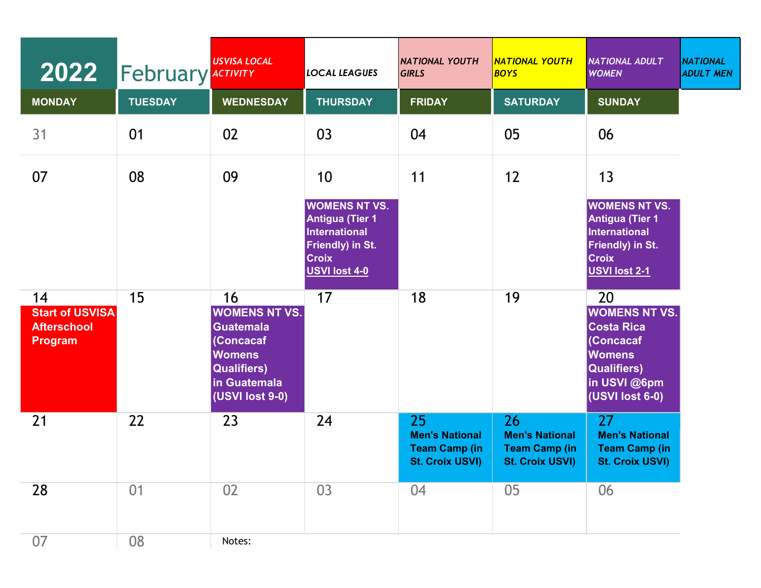# 2022 February

**Legend:**

| USVISA LOCAL ACTIVITY | LOCAL LEAGUES | NATIONAL YOUTH GIRLS | NATIONAL YOUTH BOYS | NATIONAL ADULT WOMEN | NATIONAL ADULT MEN |
|---|---|---|---|---|---|

| MONDAY | TUESDAY | WEDNESDAY | THURSDAY | FRIDAY | SATURDAY | SUNDAY |
|---|---|---|---|---|---|---|
| 31 | 01 | 02 | 03 | 04 | 05 | 06 |
| 07 | 08 | 09 | 10 **WOMENS NT VS. Antigua (Tier 1 International Friendly) in St. Croix** <u>USVI lost 4-0</u> | 11 | 12 | 13 **WOMENS NT VS. Antigua (Tier 1 International Friendly) in St. Croix** <u>USVI lost 2-1</u> |
| 14 **Start of USVISA Afterschool Program** | 15 | 16 **WOMENS NT VS. Guatemala (Concacaf Womens Qualifiers) in Guatemala (USVI lost 9-0)** | 17 | 18 | 19 | 20 **WOMENS NT VS. Costa Rica (Concacaf Womens Qualifiers) in USVI @6pm (USVI lost 6-0)** |
| 21 | 22 | 23 | 24 | 25 **Men's National Team Camp (in St. Croix USVI)** | 26 **Men's National Team Camp (in St. Croix USVI)** | 27 **Men's National Team Camp (in St. Croix USVI)** |
| 28 | 01 | 02 | 03 | 04 | 05 | 06 |
| 07 | 08 | | | | | |

Notes: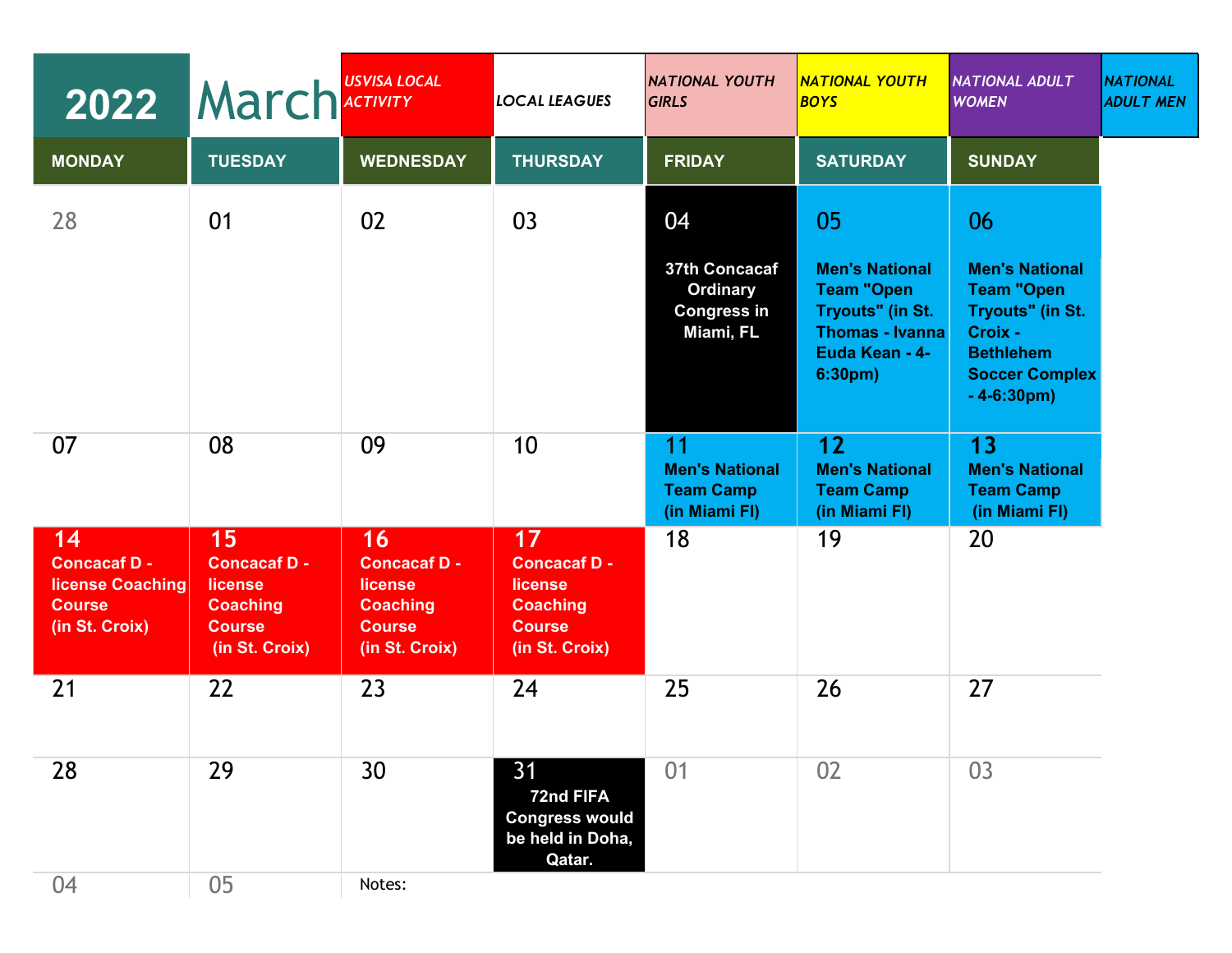# 2022 March

| USVISA LOCAL ACTIVITY | LOCAL LEAGUES | NATIONAL YOUTH GIRLS | NATIONAL YOUTH BOYS | NATIONAL ADULT WOMEN | NATIONAL ADULT MEN |
|---|---|---|---|---|---|

| MONDAY | TUESDAY | WEDNESDAY | THURSDAY | FRIDAY | SATURDAY | SUNDAY |
|---|---|---|---|---|---|---|
| 28 | 01 | 02 | 03 | 04<br>**37th Concacaf Ordinary Congress in Miami, FL** | 05<br>**Men's National Team "Open Tryouts" (in St. Thomas - Ivanna Euda Kean - 4-6:30pm)** | 06<br>**Men's National Team "Open Tryouts" (in St. Croix - Bethlehem Soccer Complex - 4-6:30pm)** |
| 07 | 08 | 09 | 10 | 11<br>**Men's National Team Camp (in Miami Fl)** | 12<br>**Men's National Team Camp (in Miami Fl)** | 13<br>**Men's National Team Camp (in Miami Fl)** |
| 14<br>**Concacaf D - license Coaching Course (in St. Croix)** | 15<br>**Concacaf D - license Coaching Course (in St. Croix)** | 16<br>**Concacaf D - license Coaching Course (in St. Croix)** | 17<br>**Concacaf D - license Coaching Course (in St. Croix)** | 18 | 19 | 20 |
| 21 | 22 | 23 | 24 | 25 | 26 | 27 |
| 28 | 29 | 30 | 31<br>**72nd FIFA Congress would be held in Doha, Qatar.** | 01 | 02 | 03 |
| 04 | 05 | Notes: | | | | |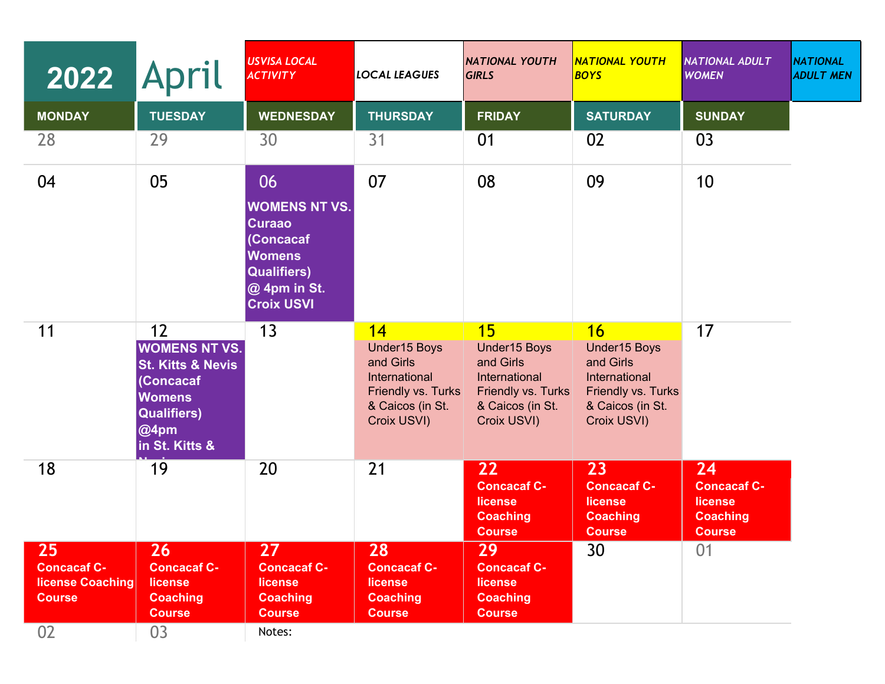# 2022 April

| USVISA LOCAL ACTIVITY | LOCAL LEAGUES | NATIONAL YOUTH GIRLS | NATIONAL YOUTH BOYS | NATIONAL ADULT WOMEN | NATIONAL ADULT MEN |
|---|---|---|---|---|---|

| MONDAY | TUESDAY | WEDNESDAY | THURSDAY | FRIDAY | SATURDAY | SUNDAY |
|---|---|---|---|---|---|---|
| 28 | 29 | 30 | 31 | 01 | 02 | 03 |
| 04 | 05 | 06 **WOMENS NT VS. Curaao (Concacaf Womens Qualifiers) @ 4pm in St. Croix USVI** | 07 | 08 | 09 | 10 |
| 11 | 12 **WOMENS NT VS. St. Kitts & Nevis (Concacaf Womens Qualifiers) @4pm in St. Kitts & Nevis** | 13 | 14 Under15 Boys and Girls International Friendly vs. Turks & Caicos (in St. Croix USVI) | 15 Under15 Boys and Girls International Friendly vs. Turks & Caicos (in St. Croix USVI) | 16 Under15 Boys and Girls International Friendly vs. Turks & Caicos (in St. Croix USVI) | 17 |
| 18 | 19 | 20 | 21 | 22 **Concacaf C-license Coaching Course** | 23 **Concacaf C-license Coaching Course** | 24 **Concacaf C-license Coaching Course** |
| 25 **Concacaf C-license Coaching Course** | 26 **Concacaf C-license Coaching Course** | 27 **Concacaf C-license Coaching Course** | 28 **Concacaf C-license Coaching Course** | 29 **Concacaf C-license Coaching Course** | 30 | 01 |
| 02 | 03 | Notes: | | | | |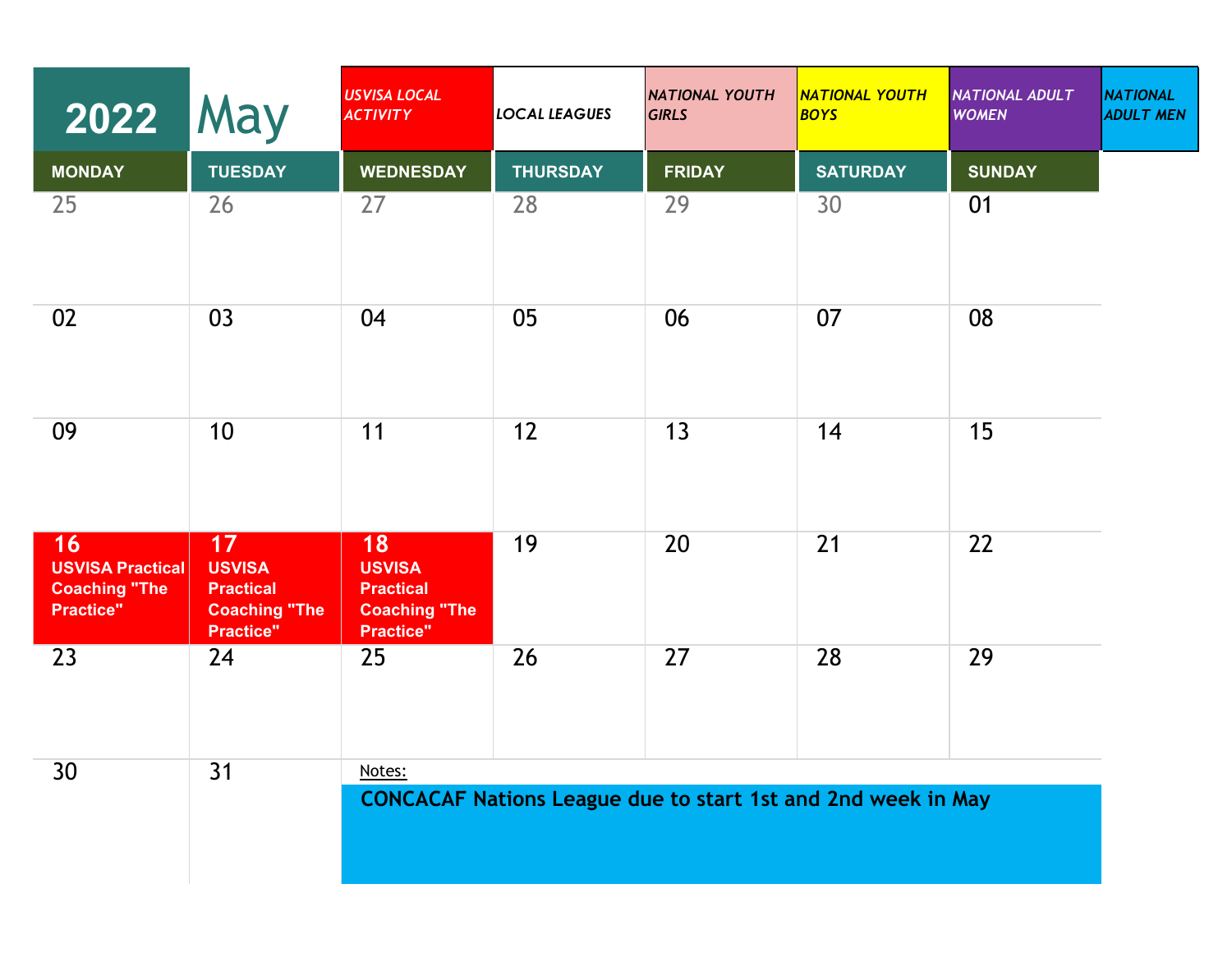# 2022 May

| USVISA LOCAL ACTIVITY | LOCAL LEAGUES | NATIONAL YOUTH GIRLS | NATIONAL YOUTH BOYS | NATIONAL ADULT WOMEN | NATIONAL ADULT MEN |
|---|---|---|---|---|---|

| MONDAY | TUESDAY | WEDNESDAY | THURSDAY | FRIDAY | SATURDAY | SUNDAY |
|---|---|---|---|---|---|---|
| 25 | 26 | 27 | 28 | 29 | 30 | 01 |
| 02 | 03 | 04 | 05 | 06 | 07 | 08 |
| 09 | 10 | 11 | 12 | 13 | 14 | 15 |
| **16** **USVISA Practical Coaching "The Practice"** | **17** **USVISA Practical Coaching "The Practice"** | **18** **USVISA Practical Coaching "The Practice"** | 19 | 20 | 21 | 22 |
| 23 | 24 | 25 | 26 | 27 | 28 | 29 |
| 30 | 31 | | | | | |

Notes:

**CONCACAF Nations League due to start 1st and 2nd week in May**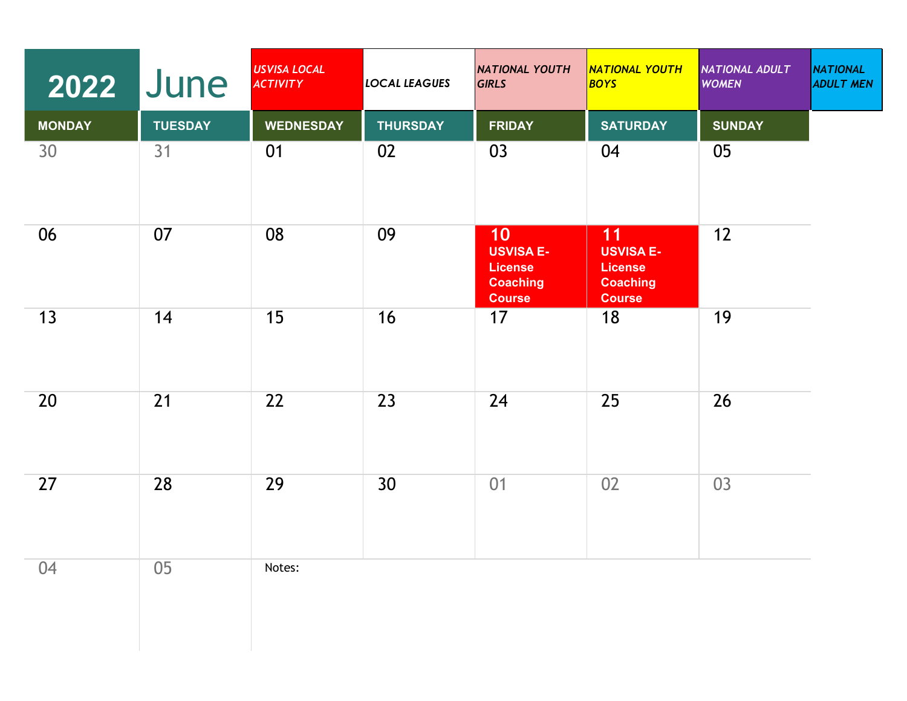# 2022 June

| USVISA LOCAL ACTIVITY | LOCAL LEAGUES | NATIONAL YOUTH GIRLS | NATIONAL YOUTH BOYS | NATIONAL ADULT WOMEN | NATIONAL ADULT MEN |
|---|---|---|---|---|---|

| MONDAY | TUESDAY | WEDNESDAY | THURSDAY | FRIDAY | SATURDAY | SUNDAY |
|---|---|---|---|---|---|---|
| 30 | 31 | 01 | 02 | 03 | 04 | 05 |
| 06 | 07 | 08 | 09 | 10 USVISA E-License Coaching Course | 11 USVISA E-License Coaching Course | 12 |
| 13 | 14 | 15 | 16 | 17 | 18 | 19 |
| 20 | 21 | 22 | 23 | 24 | 25 | 26 |
| 27 | 28 | 29 | 30 | 01 | 02 | 03 |
| 04 | 05 | Notes: | | | | |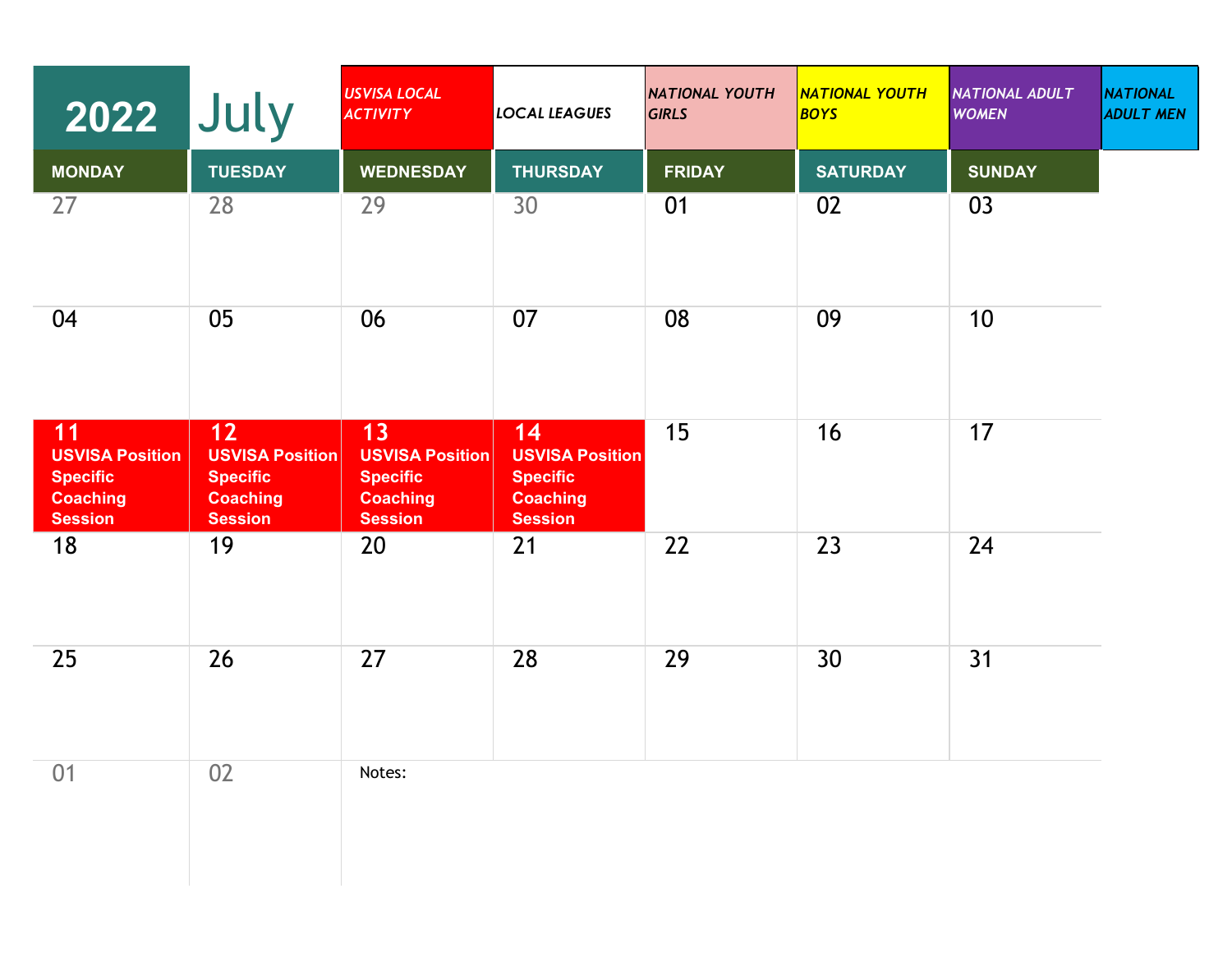# 2022 July

| USVISA LOCAL ACTIVITY | LOCAL LEAGUES | NATIONAL YOUTH GIRLS | NATIONAL YOUTH BOYS | NATIONAL ADULT WOMEN | NATIONAL ADULT MEN |
|---|---|---|---|---|---|

| MONDAY | TUESDAY | WEDNESDAY | THURSDAY | FRIDAY | SATURDAY | SUNDAY |
|---|---|---|---|---|---|---|
| 27 | 28 | 29 | 30 | 01 | 02 | 03 |
| 04 | 05 | 06 | 07 | 08 | 09 | 10 |
| 11 **USVISA Position Specific Coaching Session** | 12 **USVISA Position Specific Coaching Session** | 13 **USVISA Position Specific Coaching Session** | 14 **USVISA Position Specific Coaching Session** | 15 | 16 | 17 |
| 18 | 19 | 20 | 21 | 22 | 23 | 24 |
| 25 | 26 | 27 | 28 | 29 | 30 | 31 |
| 01 | 02 | Notes: | | | | |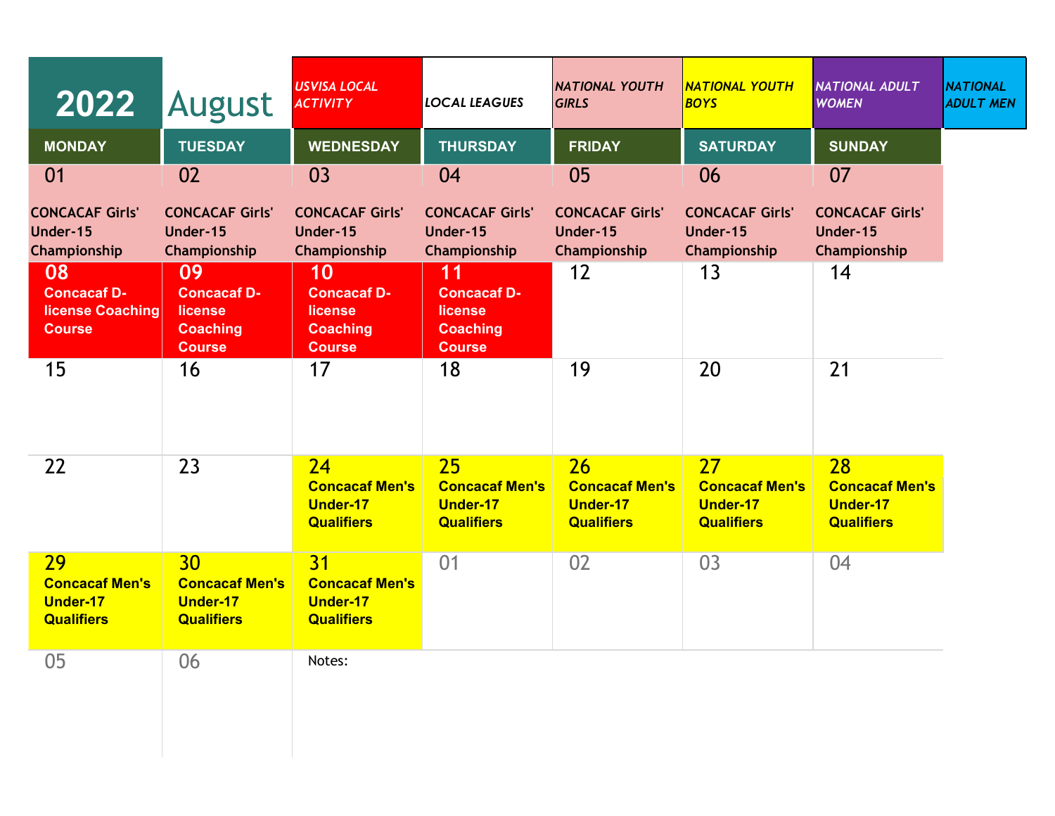# 2022 August

| USVISA LOCAL ACTIVITY | LOCAL LEAGUES | NATIONAL YOUTH GIRLS | NATIONAL YOUTH BOYS | NATIONAL ADULT WOMEN | NATIONAL ADULT MEN |
|---|---|---|---|---|---|

| MONDAY | TUESDAY | WEDNESDAY | THURSDAY | FRIDAY | SATURDAY | SUNDAY |
|---|---|---|---|---|---|---|
| 01 CONCACAF Girls' Under-15 Championship | 02 CONCACAF Girls' Under-15 Championship | 03 CONCACAF Girls' Under-15 Championship | 04 CONCACAF Girls' Under-15 Championship | 05 CONCACAF Girls' Under-15 Championship | 06 CONCACAF Girls' Under-15 Championship | 07 CONCACAF Girls' Under-15 Championship |
| 08 Concacaf D-license Coaching Course | 09 Concacaf D-license Coaching Course | 10 Concacaf D-license Coaching Course | 11 Concacaf D-license Coaching Course | 12 | 13 | 14 |
| 15 | 16 | 17 | 18 | 19 | 20 | 21 |
| 22 | 23 | 24 Concacaf Men's Under-17 Qualifiers | 25 Concacaf Men's Under-17 Qualifiers | 26 Concacaf Men's Under-17 Qualifiers | 27 Concacaf Men's Under-17 Qualifiers | 28 Concacaf Men's Under-17 Qualifiers |
| 29 Concacaf Men's Under-17 Qualifiers | 30 Concacaf Men's Under-17 Qualifiers | 31 Concacaf Men's Under-17 Qualifiers | 01 | 02 | 03 | 04 |
| 05 | 06 | Notes: | | | | |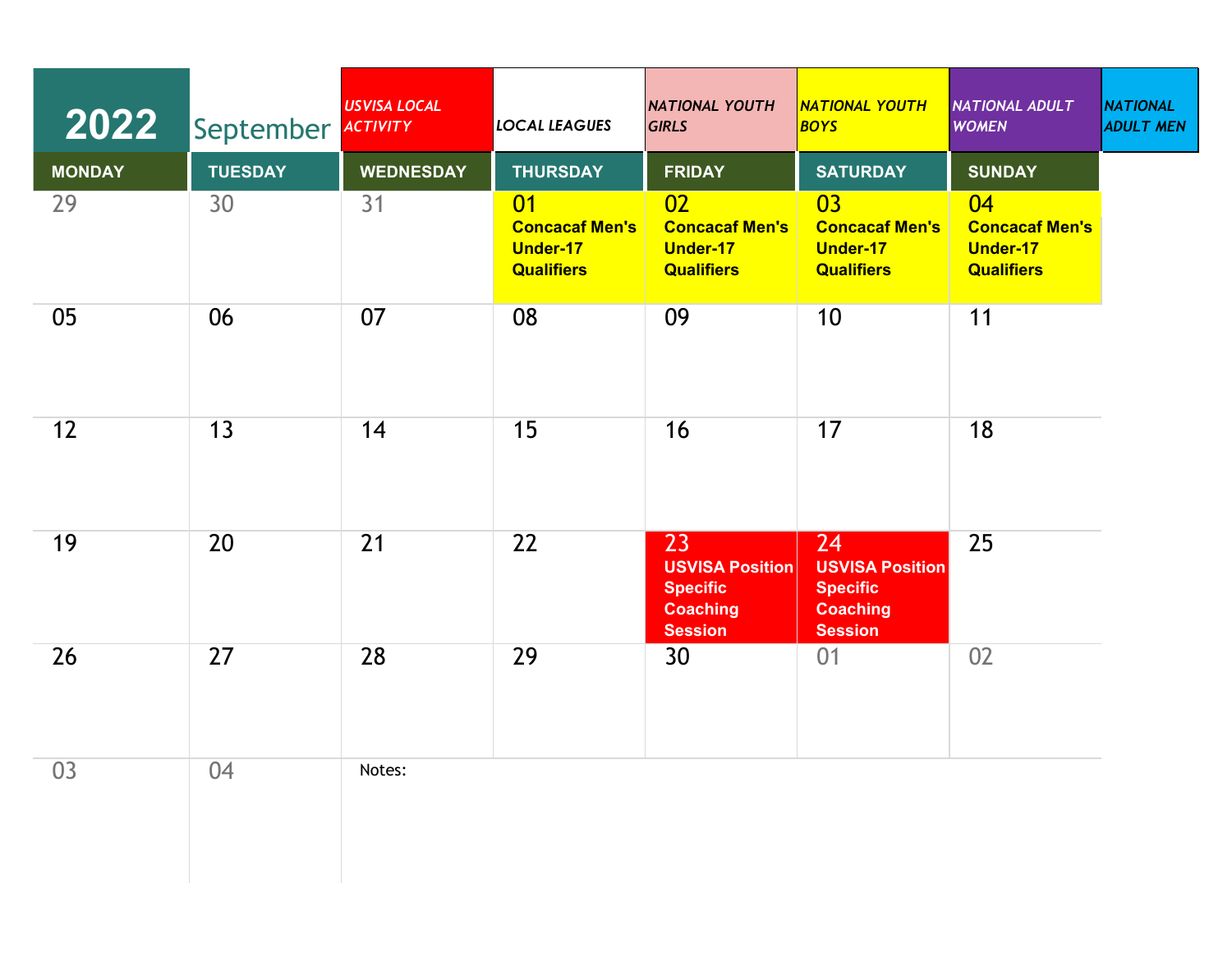# 2022 September

| USVISA LOCAL ACTIVITY | LOCAL LEAGUES | NATIONAL YOUTH GIRLS | NATIONAL YOUTH BOYS | NATIONAL ADULT WOMEN | NATIONAL ADULT MEN |
|---|---|---|---|---|---|

| MONDAY | TUESDAY | WEDNESDAY | THURSDAY | FRIDAY | SATURDAY | SUNDAY |
|---|---|---|---|---|---|---|
| 29 | 30 | 31 | 01 **Concacaf Men's Under-17 Qualifiers** | 02 **Concacaf Men's Under-17 Qualifiers** | 03 **Concacaf Men's Under-17 Qualifiers** | 04 **Concacaf Men's Under-17 Qualifiers** |
| 05 | 06 | 07 | 08 | 09 | 10 | 11 |
| 12 | 13 | 14 | 15 | 16 | 17 | 18 |
| 19 | 20 | 21 | 22 | 23 **USVISA Position Specific Coaching Session** | 24 **USVISA Position Specific Coaching Session** | 25 |
| 26 | 27 | 28 | 29 | 30 | 01 | 02 |
| 03 | 04 | Notes: | | | | |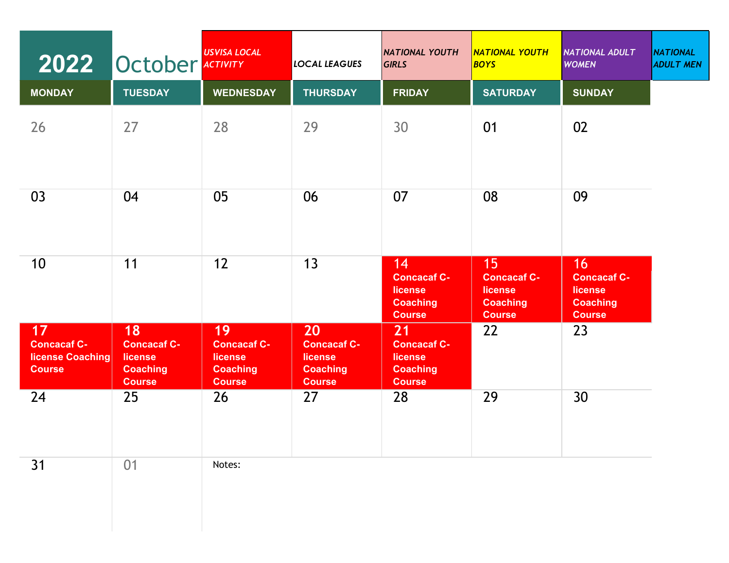# 2022 October

| USVISA LOCAL ACTIVITY | LOCAL LEAGUES | NATIONAL YOUTH GIRLS | NATIONAL YOUTH BOYS | NATIONAL ADULT WOMEN | NATIONAL ADULT MEN |
|---|---|---|---|---|---|

| MONDAY | TUESDAY | WEDNESDAY | THURSDAY | FRIDAY | SATURDAY | SUNDAY |
|---|---|---|---|---|---|---|
| 26 | 27 | 28 | 29 | 30 | 01 | 02 |
| 03 | 04 | 05 | 06 | 07 | 08 | 09 |
| 10 | 11 | 12 | 13 | 14 **Concacaf C-license Coaching Course** | 15 **Concacaf C-license Coaching Course** | 16 **Concacaf C-license Coaching Course** |
| 17 **Concacaf C-license Coaching Course** | 18 **Concacaf C-license Coaching Course** | 19 **Concacaf C-license Coaching Course** | 20 **Concacaf C-license Coaching Course** | 21 **Concacaf C-license Coaching Course** | 22 | 23 |
| 24 | 25 | 26 | 27 | 28 | 29 | 30 |
| 31 | 01 | Notes: | | | | |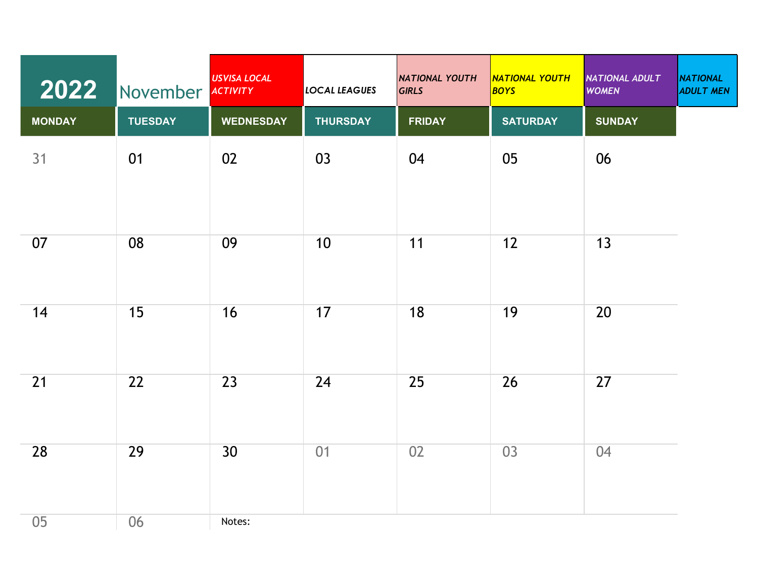# 2022 November

| USVISA LOCAL ACTIVITY | LOCAL LEAGUES | NATIONAL YOUTH GIRLS | NATIONAL YOUTH BOYS | NATIONAL ADULT WOMEN | NATIONAL ADULT MEN |
|---|---|---|---|---|---|

| MONDAY | TUESDAY | WEDNESDAY | THURSDAY | FRIDAY | SATURDAY | SUNDAY |
|---|---|---|---|---|---|---|
| 31 | 01 | 02 | 03 | 04 | 05 | 06 |
| 07 | 08 | 09 | 10 | 11 | 12 | 13 |
| 14 | 15 | 16 | 17 | 18 | 19 | 20 |
| 21 | 22 | 23 | 24 | 25 | 26 | 27 |
| 28 | 29 | 30 | 01 | 02 | 03 | 04 |
| 05 | 06 | Notes: | | | | |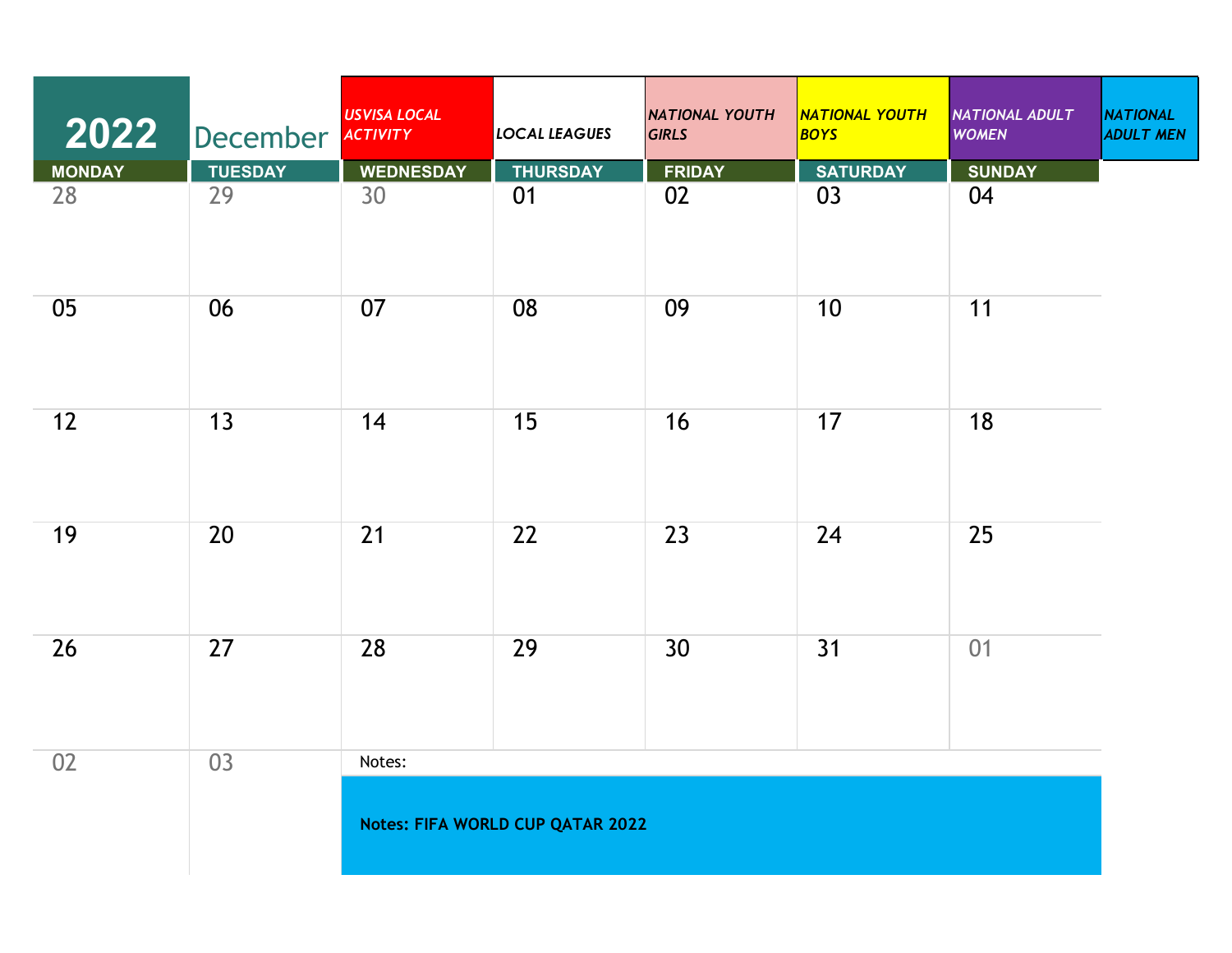# 2022 December

| USVISA LOCAL ACTIVITY | LOCAL LEAGUES | NATIONAL YOUTH GIRLS | NATIONAL YOUTH BOYS | NATIONAL ADULT WOMEN | NATIONAL ADULT MEN |
|---|---|---|---|---|---|

| MONDAY | TUESDAY | WEDNESDAY | THURSDAY | FRIDAY | SATURDAY | SUNDAY |
|---|---|---|---|---|---|---|
| 28 | 29 | 30 | 01 | 02 | 03 | 04 |
| 05 | 06 | 07 | 08 | 09 | 10 | 11 |
| 12 | 13 | 14 | 15 | 16 | 17 | 18 |
| 19 | 20 | 21 | 22 | 23 | 24 | 25 |
| 26 | 27 | 28 | 29 | 30 | 31 | 01 |
| 02 | 03 | | | | | |

Notes:

**Notes: FIFA WORLD CUP QATAR 2022**